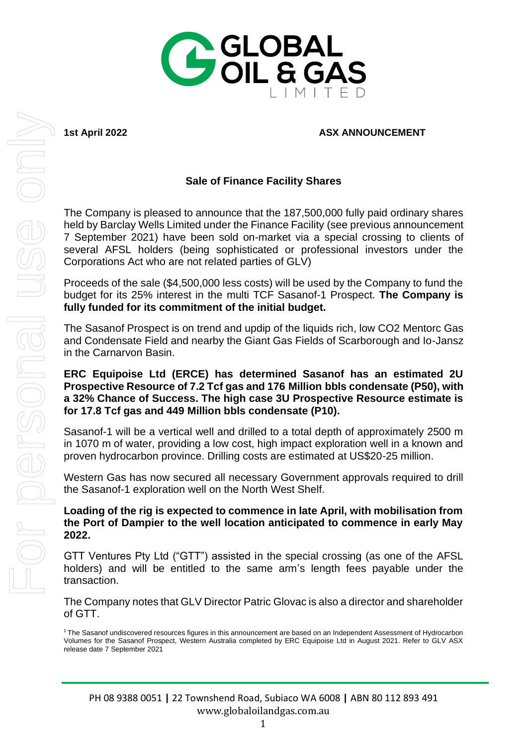# GLOBAL OIL & GAS LIMITED

**1st April 2022** **ASX ANNOUNCEMENT**

## Sale of Finance Facility Shares

The Company is pleased to announce that the 187,500,000 fully paid ordinary shares held by Barclay Wells Limited under the Finance Facility (see previous announcement 7 September 2021) have been sold on-market via a special crossing to clients of several AFSL holders (being sophisticated or professional investors under the Corporations Act who are not related parties of GLV)

Proceeds of the sale ($4,500,000 less costs) will be used by the Company to fund the budget for its 25% interest in the multi TCF Sasanof-1 Prospect. **The Company is fully funded for its commitment of the initial budget.**

The Sasanof Prospect is on trend and updip of the liquids rich, low $CO_2$ Mentorc Gas and Condensate Field and nearby the Giant Gas Fields of Scarborough and Io-Jansz in the Carnarvon Basin.

**ERC Equipoise Ltd (ERCE) has determined Sasanof has an estimated 2U Prospective Resource of 7.2 Tcf gas and 176 Million bbls condensate (P50), with a 32% Chance of Success. The high case 3U Prospective Resource estimate is for 17.8 Tcf gas and 449 Million bbls condensate (P10).**

Sasanof-1 will be a vertical well and drilled to a total depth of approximately 2500 m in 1070 m of water, providing a low cost, high impact exploration well in a known and proven hydrocarbon province. Drilling costs are estimated at US$20-25 million.

Western Gas has now secured all necessary Government approvals required to drill the Sasanof-1 exploration well on the North West Shelf.

**Loading of the rig is expected to commence in late April, with mobilisation from the Port of Dampier to the well location anticipated to commence in early May 2022.**

GTT Ventures Pty Ltd ("GTT") assisted in the special crossing (as one of the AFSL holders) and will be entitled to the same arm's length fees payable under the transaction.

The Company notes that GLV Director Patric Glovac is also a director and shareholder of GTT.

[1] The Sasanof undiscovered resources figures in this announcement are based on an Independent Assessment of Hydrocarbon Volumes for the Sasanof Prospect, Western Australia completed by ERC Equipoise Ltd in August 2021. Refer to GLV ASX release date 7 September 2021

PH 08 9388 0051 | 22 Townshend Road, Subiaco WA 6008 | ABN 80 112 893 491
www.globaloilandgas.com.au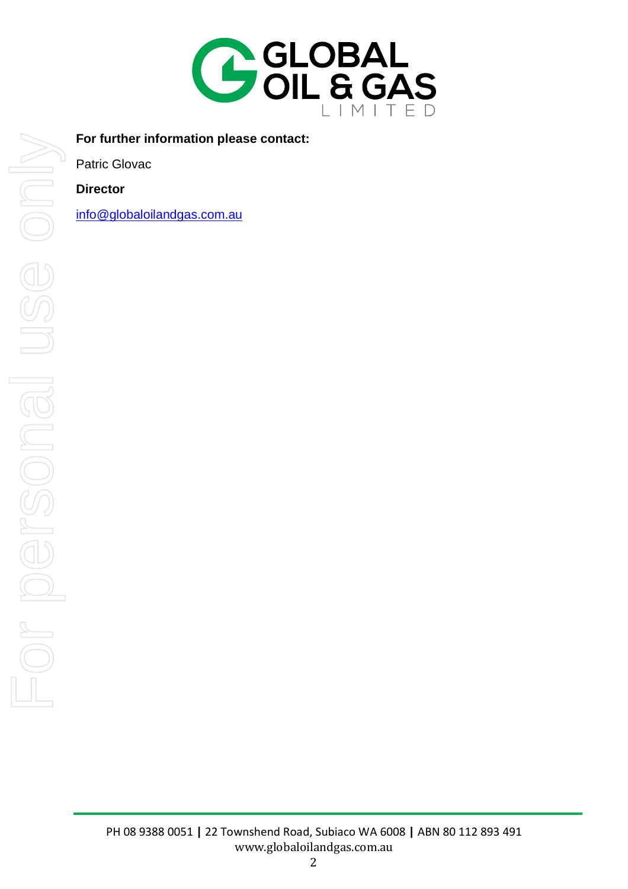**For further information please contact:**

Patric Glovac

**Director**

info@globaloilandgas.com.au